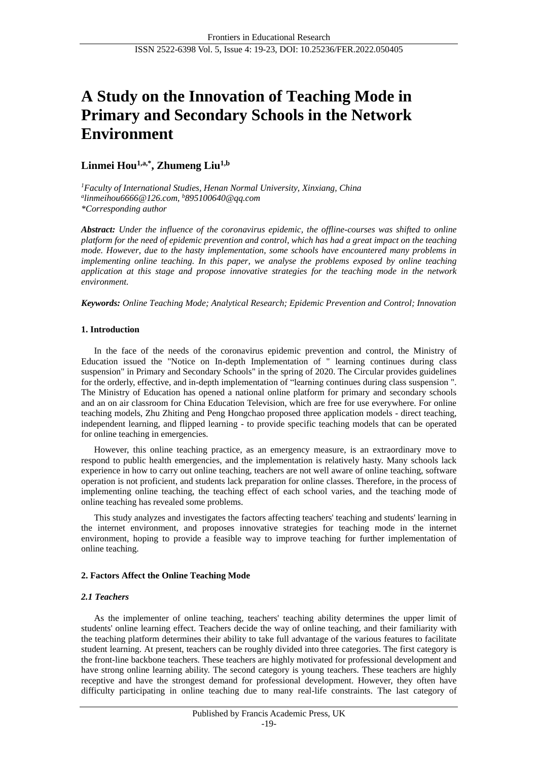# A Study on the Innovation of Teaching Mode in Primary and Secondary Schools in the Network Environment

**Linmei Hou[1,a,*], Zhumeng Liu[1,b]**

*[1]Faculty of International Studies, Henan Normal University, Xinxiang, China*
*[a]linmeihou6666@126.com, [b]895100640@qq.com*
*\*Corresponding author*

***Abstract:*** *Under the influence of the coronavirus epidemic, the offline-courses was shifted to online platform for the need of epidemic prevention and control, which has had a great impact on the teaching mode. However, due to the hasty implementation, some schools have encountered many problems in implementing online teaching. In this paper, we analyse the problems exposed by online teaching application at this stage and propose innovative strategies for the teaching mode in the network environment.*

***Keywords:*** *Online Teaching Mode; Analytical Research; Epidemic Prevention and Control; Innovation*

## 1. Introduction

In the face of the needs of the coronavirus epidemic prevention and control, the Ministry of Education issued the "Notice on In-depth Implementation of " learning continues during class suspension" in Primary and Secondary Schools" in the spring of 2020. The Circular provides guidelines for the orderly, effective, and in-depth implementation of "learning continues during class suspension ". The Ministry of Education has opened a national online platform for primary and secondary schools and an on air classroom for China Education Television, which are free for use everywhere. For online teaching models, Zhu Zhiting and Peng Hongchao proposed three application models - direct teaching, independent learning, and flipped learning - to provide specific teaching models that can be operated for online teaching in emergencies.

However, this online teaching practice, as an emergency measure, is an extraordinary move to respond to public health emergencies, and the implementation is relatively hasty. Many schools lack experience in how to carry out online teaching, teachers are not well aware of online teaching, software operation is not proficient, and students lack preparation for online classes. Therefore, in the process of implementing online teaching, the teaching effect of each school varies, and the teaching mode of online teaching has revealed some problems.

This study analyzes and investigates the factors affecting teachers' teaching and students' learning in the internet environment, and proposes innovative strategies for teaching mode in the internet environment, hoping to provide a feasible way to improve teaching for further implementation of online teaching.

## 2. Factors Affect the Online Teaching Mode

### *2.1 Teachers*

As the implementer of online teaching, teachers' teaching ability determines the upper limit of students' online learning effect. Teachers decide the way of online teaching, and their familiarity with the teaching platform determines their ability to take full advantage of the various features to facilitate student learning. At present, teachers can be roughly divided into three categories. The first category is the front-line backbone teachers. These teachers are highly motivated for professional development and have strong online learning ability. The second category is young teachers. These teachers are highly receptive and have the strongest demand for professional development. However, they often have difficulty participating in online teaching due to many real-life constraints. The last category of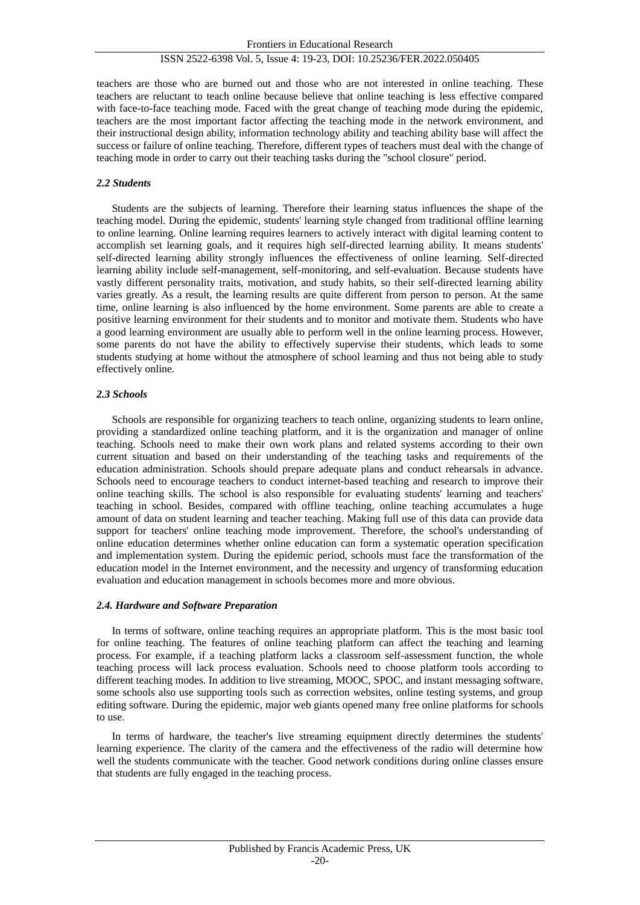teachers are those who are burned out and those who are not interested in online teaching. These teachers are reluctant to teach online because believe that online teaching is less effective compared with face-to-face teaching mode. Faced with the great change of teaching mode during the epidemic, teachers are the most important factor affecting the teaching mode in the network environment, and their instructional design ability, information technology ability and teaching ability base will affect the success or failure of online teaching. Therefore, different types of teachers must deal with the change of teaching mode in order to carry out their teaching tasks during the "school closure" period.

### *2.2 Students*

Students are the subjects of learning. Therefore their learning status influences the shape of the teaching model. During the epidemic, students' learning style changed from traditional offline learning to online learning. Online learning requires learners to actively interact with digital learning content to accomplish set learning goals, and it requires high self-directed learning ability. It means students' self-directed learning ability strongly influences the effectiveness of online learning. Self-directed learning ability include self-management, self-monitoring, and self-evaluation. Because students have vastly different personality traits, motivation, and study habits, so their self-directed learning ability varies greatly. As a result, the learning results are quite different from person to person. At the same time, online learning is also influenced by the home environment. Some parents are able to create a positive learning environment for their students and to monitor and motivate them. Students who have a good learning environment are usually able to perform well in the online learning process. However, some parents do not have the ability to effectively supervise their students, which leads to some students studying at home without the atmosphere of school learning and thus not being able to study effectively online.

### *2.3 Schools*

Schools are responsible for organizing teachers to teach online, organizing students to learn online, providing a standardized online teaching platform, and it is the organization and manager of online teaching. Schools need to make their own work plans and related systems according to their own current situation and based on their understanding of the teaching tasks and requirements of the education administration. Schools should prepare adequate plans and conduct rehearsals in advance. Schools need to encourage teachers to conduct internet-based teaching and research to improve their online teaching skills. The school is also responsible for evaluating students' learning and teachers' teaching in school. Besides, compared with offline teaching, online teaching accumulates a huge amount of data on student learning and teacher teaching. Making full use of this data can provide data support for teachers' online teaching mode improvement. Therefore, the school's understanding of online education determines whether online education can form a systematic operation specification and implementation system. During the epidemic period, schools must face the transformation of the education model in the Internet environment, and the necessity and urgency of transforming education evaluation and education management in schools becomes more and more obvious.

### *2.4. Hardware and Software Preparation*

In terms of software, online teaching requires an appropriate platform. This is the most basic tool for online teaching. The features of online teaching platform can affect the teaching and learning process. For example, if a teaching platform lacks a classroom self-assessment function, the whole teaching process will lack process evaluation. Schools need to choose platform tools according to different teaching modes. In addition to live streaming, MOOC, SPOC, and instant messaging software, some schools also use supporting tools such as correction websites, online testing systems, and group editing software. During the epidemic, major web giants opened many free online platforms for schools to use.

In terms of hardware, the teacher's live streaming equipment directly determines the students' learning experience. The clarity of the camera and the effectiveness of the radio will determine how well the students communicate with the teacher. Good network conditions during online classes ensure that students are fully engaged in the teaching process.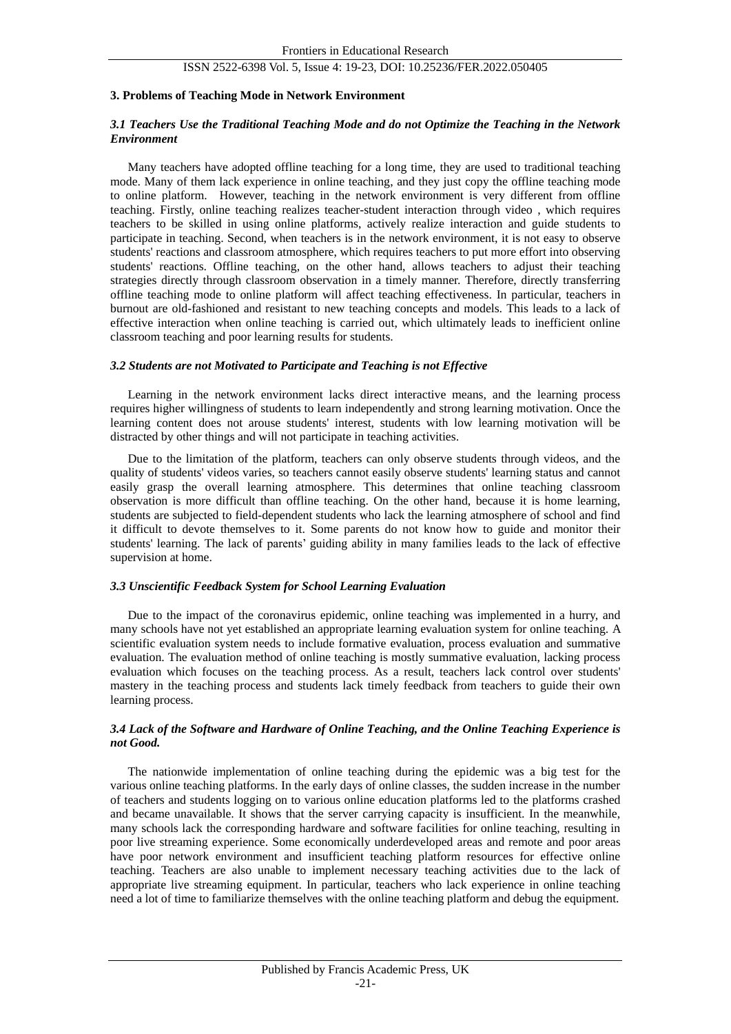## 3. Problems of Teaching Mode in Network Environment

### *3.1 Teachers Use the Traditional Teaching Mode and do not Optimize the Teaching in the Network Environment*

Many teachers have adopted offline teaching for a long time, they are used to traditional teaching mode. Many of them lack experience in online teaching, and they just copy the offline teaching mode to online platform. However, teaching in the network environment is very different from offline teaching. Firstly, online teaching realizes teacher-student interaction through video , which requires teachers to be skilled in using online platforms, actively realize interaction and guide students to participate in teaching. Second, when teachers is in the network environment, it is not easy to observe students' reactions and classroom atmosphere, which requires teachers to put more effort into observing students' reactions. Offline teaching, on the other hand, allows teachers to adjust their teaching strategies directly through classroom observation in a timely manner. Therefore, directly transferring offline teaching mode to online platform will affect teaching effectiveness. In particular, teachers in burnout are old-fashioned and resistant to new teaching concepts and models. This leads to a lack of effective interaction when online teaching is carried out, which ultimately leads to inefficient online classroom teaching and poor learning results for students.

### *3.2 Students are not Motivated to Participate and Teaching is not Effective*

Learning in the network environment lacks direct interactive means, and the learning process requires higher willingness of students to learn independently and strong learning motivation. Once the learning content does not arouse students' interest, students with low learning motivation will be distracted by other things and will not participate in teaching activities.

Due to the limitation of the platform, teachers can only observe students through videos, and the quality of students' videos varies, so teachers cannot easily observe students' learning status and cannot easily grasp the overall learning atmosphere. This determines that online teaching classroom observation is more difficult than offline teaching. On the other hand, because it is home learning, students are subjected to field-dependent students who lack the learning atmosphere of school and find it difficult to devote themselves to it. Some parents do not know how to guide and monitor their students' learning. The lack of parents' guiding ability in many families leads to the lack of effective supervision at home.

### *3.3 Unscientific Feedback System for School Learning Evaluation*

Due to the impact of the coronavirus epidemic, online teaching was implemented in a hurry, and many schools have not yet established an appropriate learning evaluation system for online teaching. A scientific evaluation system needs to include formative evaluation, process evaluation and summative evaluation. The evaluation method of online teaching is mostly summative evaluation, lacking process evaluation which focuses on the teaching process. As a result, teachers lack control over students' mastery in the teaching process and students lack timely feedback from teachers to guide their own learning process.

### *3.4 Lack of the Software and Hardware of Online Teaching, and the Online Teaching Experience is not Good.*

The nationwide implementation of online teaching during the epidemic was a big test for the various online teaching platforms. In the early days of online classes, the sudden increase in the number of teachers and students logging on to various online education platforms led to the platforms crashed and became unavailable. It shows that the server carrying capacity is insufficient. In the meanwhile, many schools lack the corresponding hardware and software facilities for online teaching, resulting in poor live streaming experience. Some economically underdeveloped areas and remote and poor areas have poor network environment and insufficient teaching platform resources for effective online teaching. Teachers are also unable to implement necessary teaching activities due to the lack of appropriate live streaming equipment. In particular, teachers who lack experience in online teaching need a lot of time to familiarize themselves with the online teaching platform and debug the equipment.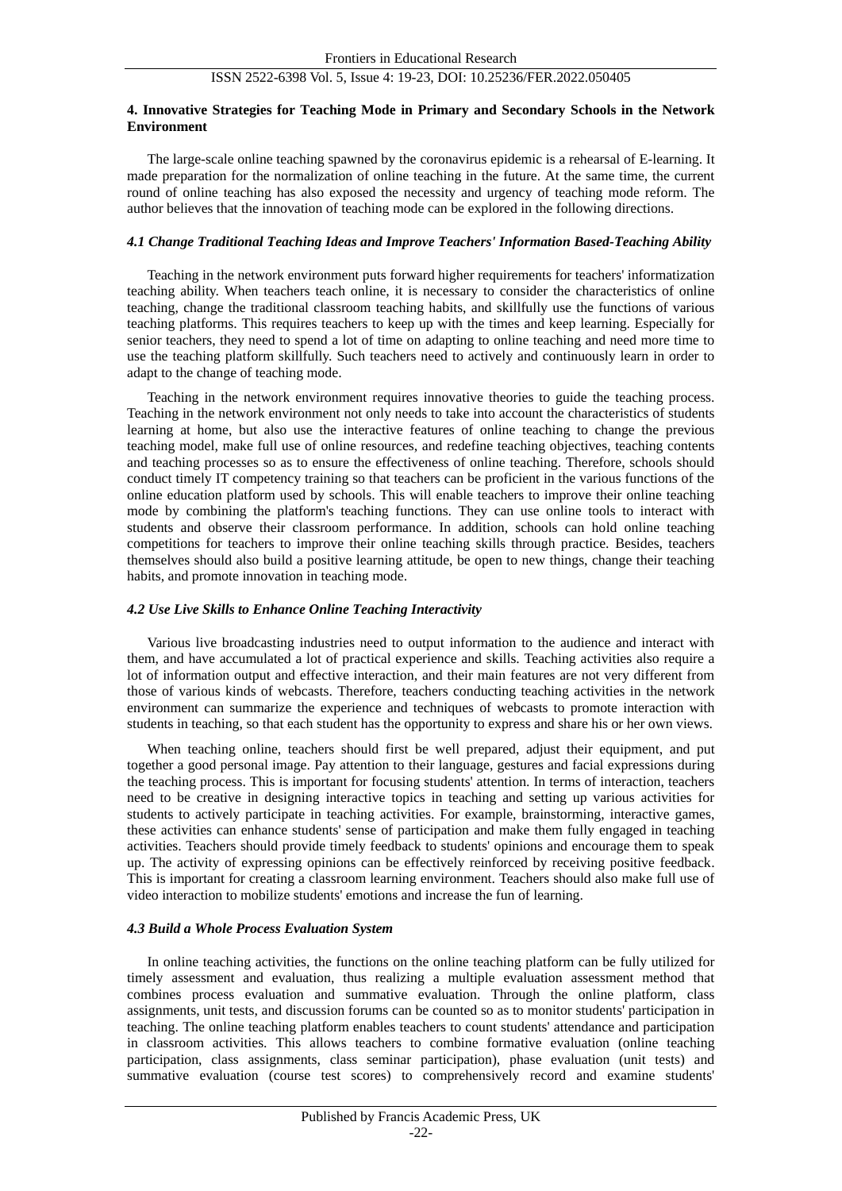## 4. Innovative Strategies for Teaching Mode in Primary and Secondary Schools in the Network Environment

The large-scale online teaching spawned by the coronavirus epidemic is a rehearsal of E-learning. It made preparation for the normalization of online teaching in the future. At the same time, the current round of online teaching has also exposed the necessity and urgency of teaching mode reform. The author believes that the innovation of teaching mode can be explored in the following directions.

### *4.1 Change Traditional Teaching Ideas and Improve Teachers' Information Based-Teaching Ability*

Teaching in the network environment puts forward higher requirements for teachers' informatization teaching ability. When teachers teach online, it is necessary to consider the characteristics of online teaching, change the traditional classroom teaching habits, and skillfully use the functions of various teaching platforms. This requires teachers to keep up with the times and keep learning. Especially for senior teachers, they need to spend a lot of time on adapting to online teaching and need more time to use the teaching platform skillfully. Such teachers need to actively and continuously learn in order to adapt to the change of teaching mode.

Teaching in the network environment requires innovative theories to guide the teaching process. Teaching in the network environment not only needs to take into account the characteristics of students learning at home, but also use the interactive features of online teaching to change the previous teaching model, make full use of online resources, and redefine teaching objectives, teaching contents and teaching processes so as to ensure the effectiveness of online teaching. Therefore, schools should conduct timely IT competency training so that teachers can be proficient in the various functions of the online education platform used by schools. This will enable teachers to improve their online teaching mode by combining the platform's teaching functions. They can use online tools to interact with students and observe their classroom performance. In addition, schools can hold online teaching competitions for teachers to improve their online teaching skills through practice. Besides, teachers themselves should also build a positive learning attitude, be open to new things, change their teaching habits, and promote innovation in teaching mode.

### *4.2 Use Live Skills to Enhance Online Teaching Interactivity*

Various live broadcasting industries need to output information to the audience and interact with them, and have accumulated a lot of practical experience and skills. Teaching activities also require a lot of information output and effective interaction, and their main features are not very different from those of various kinds of webcasts. Therefore, teachers conducting teaching activities in the network environment can summarize the experience and techniques of webcasts to promote interaction with students in teaching, so that each student has the opportunity to express and share his or her own views.

When teaching online, teachers should first be well prepared, adjust their equipment, and put together a good personal image. Pay attention to their language, gestures and facial expressions during the teaching process. This is important for focusing students' attention. In terms of interaction, teachers need to be creative in designing interactive topics in teaching and setting up various activities for students to actively participate in teaching activities. For example, brainstorming, interactive games, these activities can enhance students' sense of participation and make them fully engaged in teaching activities. Teachers should provide timely feedback to students' opinions and encourage them to speak up. The activity of expressing opinions can be effectively reinforced by receiving positive feedback. This is important for creating a classroom learning environment. Teachers should also make full use of video interaction to mobilize students' emotions and increase the fun of learning.

### *4.3 Build a Whole Process Evaluation System*

In online teaching activities, the functions on the online teaching platform can be fully utilized for timely assessment and evaluation, thus realizing a multiple evaluation assessment method that combines process evaluation and summative evaluation. Through the online platform, class assignments, unit tests, and discussion forums can be counted so as to monitor students' participation in teaching. The online teaching platform enables teachers to count students' attendance and participation in classroom activities. This allows teachers to combine formative evaluation (online teaching participation, class assignments, class seminar participation), phase evaluation (unit tests) and summative evaluation (course test scores) to comprehensively record and examine students'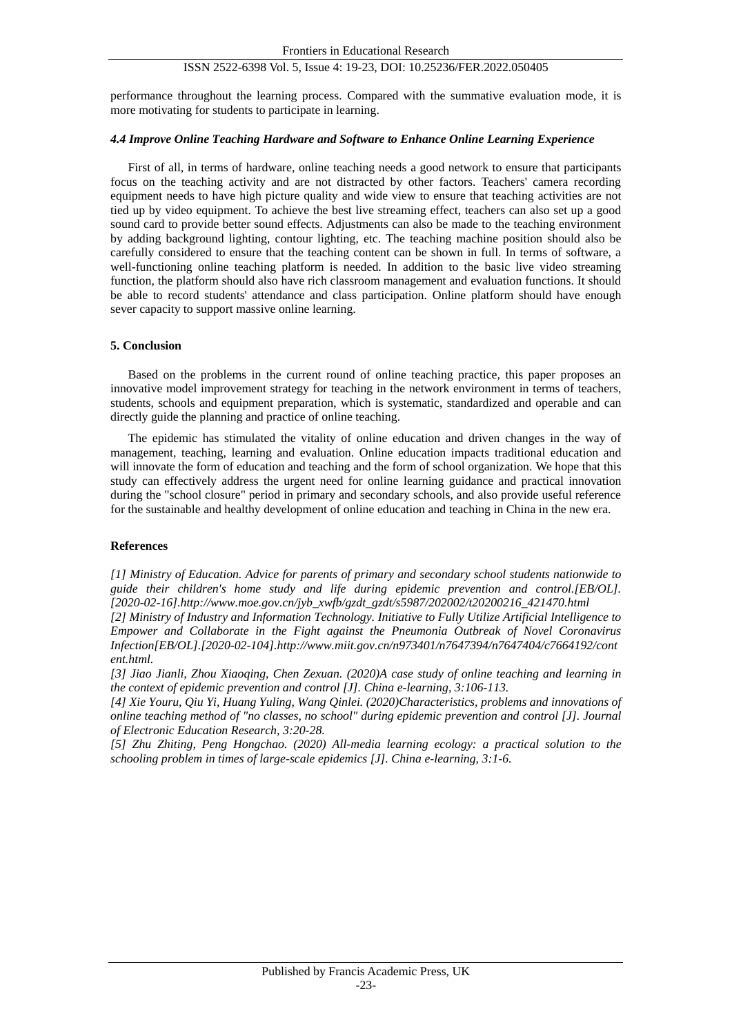performance throughout the learning process. Compared with the summative evaluation mode, it is more motivating for students to participate in learning.

### *4.4 Improve Online Teaching Hardware and Software to Enhance Online Learning Experience*

First of all, in terms of hardware, online teaching needs a good network to ensure that participants focus on the teaching activity and are not distracted by other factors. Teachers' camera recording equipment needs to have high picture quality and wide view to ensure that teaching activities are not tied up by video equipment. To achieve the best live streaming effect, teachers can also set up a good sound card to provide better sound effects. Adjustments can also be made to the teaching environment by adding background lighting, contour lighting, etc. The teaching machine position should also be carefully considered to ensure that the teaching content can be shown in full. In terms of software, a well-functioning online teaching platform is needed. In addition to the basic live video streaming function, the platform should also have rich classroom management and evaluation functions. It should be able to record students' attendance and class participation. Online platform should have enough sever capacity to support massive online learning.

## 5. Conclusion

Based on the problems in the current round of online teaching practice, this paper proposes an innovative model improvement strategy for teaching in the network environment in terms of teachers, students, schools and equipment preparation, which is systematic, standardized and operable and can directly guide the planning and practice of online teaching.

The epidemic has stimulated the vitality of online education and driven changes in the way of management, teaching, learning and evaluation. Online education impacts traditional education and will innovate the form of education and teaching and the form of school organization. We hope that this study can effectively address the urgent need for online learning guidance and practical innovation during the "school closure" period in primary and secondary schools, and also provide useful reference for the sustainable and healthy development of online education and teaching in China in the new era.

## References

*[1] Ministry of Education. Advice for parents of primary and secondary school students nationwide to guide their children's home study and life during epidemic prevention and control.[EB/OL]. [2020-02-16].http://www.moe.gov.cn/jyb_xwfb/gzdt_gzdt/s5987/202002/t20200216_421470.html*

*[2] Ministry of Industry and Information Technology. Initiative to Fully Utilize Artificial Intelligence to Empower and Collaborate in the Fight against the Pneumonia Outbreak of Novel Coronavirus Infection[EB/OL].[2020-02-104].http://www.miit.gov.cn/n973401/n7647394/n7647404/c7664192/content.html.*

*[3] Jiao Jianli, Zhou Xiaoqing, Chen Zexuan. (2020)A case study of online teaching and learning in the context of epidemic prevention and control [J]. China e-learning, 3:106-113.*

*[4] Xie Youru, Qiu Yi, Huang Yuling, Wang Qinlei. (2020)Characteristics, problems and innovations of online teaching method of "no classes, no school" during epidemic prevention and control [J]. Journal of Electronic Education Research, 3:20-28.*

*[5] Zhu Zhiting, Peng Hongchao. (2020) All-media learning ecology: a practical solution to the schooling problem in times of large-scale epidemics [J]. China e-learning, 3:1-6.*